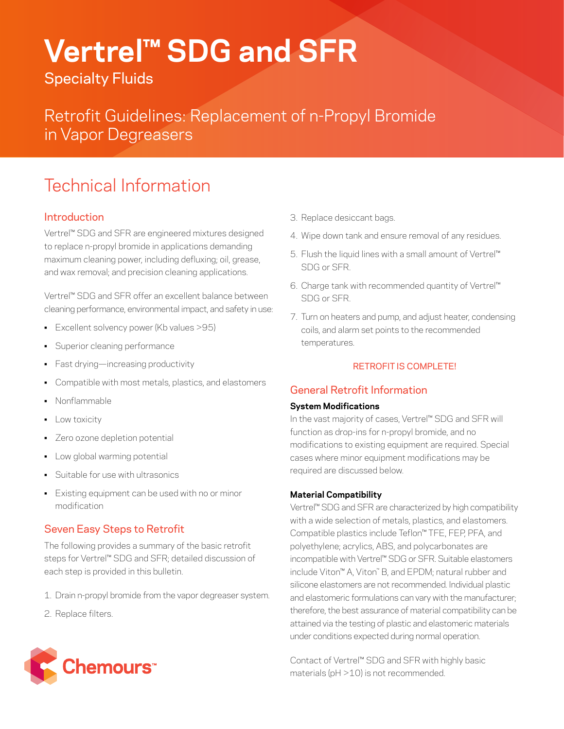# Vertrel™ SDG and SFR

Specialty Fluids

Retrofit Guidelines: Replacement of n-Propyl Bromide in Vapor Degreasers

## Technical Information

### Introduction

Vertrel™ SDG and SFR are engineered mixtures designed to replace n-propyl bromide in applications demanding maximum cleaning power, including defluxing; oil, grease, and wax removal; and precision cleaning applications.

Vertrel™ SDG and SFR offer an excellent balance between cleaning performance, environmental impact, and safety in use:

- Excellent solvency power (Kb values >95)
- Superior cleaning performance
- Fast drying—increasing productivity
- Compatible with most metals, plastics, and elastomers
- Nonflammable
- Low toxicity
- Zero ozone depletion potential
- Low global warming potential
- Suitable for use with ultrasonics
- Existing equipment can be used with no or minor modification

### Seven Easy Steps to Retrofit

The following provides a summary of the basic retrofit steps for Vertrel™ SDG and SFR; detailed discussion of each step is provided in this bulletin.

1. Drain n-propyl bromide from the vapor degreaser system.
2. Replace filters.
3. Replace desiccant bags.
4. Wipe down tank and ensure removal of any residues.
5. Flush the liquid lines with a small amount of Vertrel™ SDG or SFR.
6. Charge tank with recommended quantity of Vertrel™ SDG or SFR.
7. Turn on heaters and pump, and adjust heater, condensing coils, and alarm set points to the recommended temperatures.

RETROFIT IS COMPLETE!

### General Retrofit Information

**System Modifications**

In the vast majority of cases, Vertrel™ SDG and SFR will function as drop-ins for n-propyl bromide, and no modifications to existing equipment are required. Special cases where minor equipment modifications may be required are discussed below.

**Material Compatibility**

Vertrel™ SDG and SFR are characterized by high compatibility with a wide selection of metals, plastics, and elastomers. Compatible plastics include Teflon™ TFE, FEP, PFA, and polyethylene; acrylics, ABS, and polycarbonates are incompatible with Vertrel™ SDG or SFR. Suitable elastomers include Viton™ A, Viton™ B, and EPDM; natural rubber and silicone elastomers are not recommended. Individual plastic and elastomeric formulations can vary with the manufacturer; therefore, the best assurance of material compatibility can be attained via the testing of plastic and elastomeric materials under conditions expected during normal operation.

Contact of Vertrel™ SDG and SFR with highly basic materials (pH >10) is not recommended.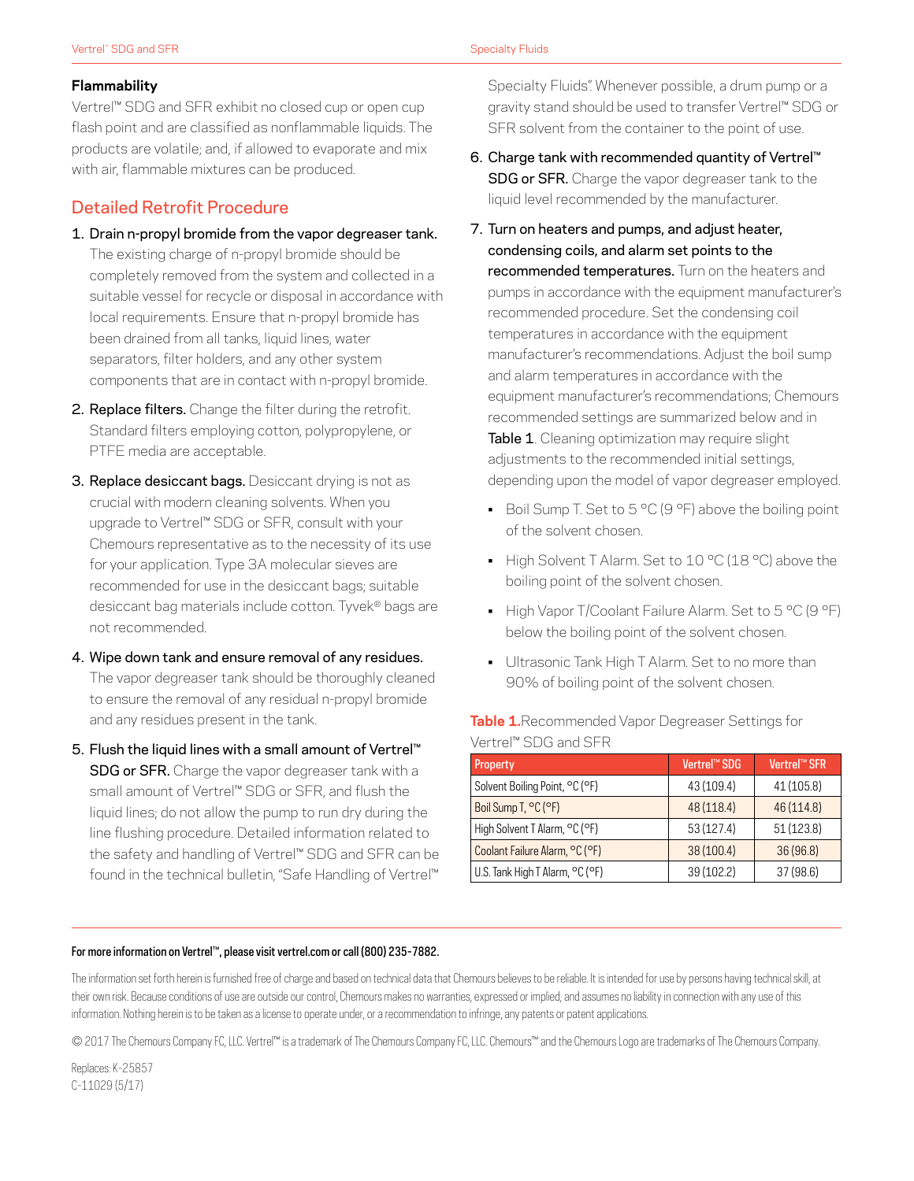### Flammability

Vertrel™ SDG and SFR exhibit no closed cup or open cup flash point and are classified as nonflammable liquids. The products are volatile; and, if allowed to evaporate and mix with air, flammable mixtures can be produced.

## Detailed Retrofit Procedure

1. **Drain n-propyl bromide from the vapor degreaser tank.** The existing charge of n-propyl bromide should be completely removed from the system and collected in a suitable vessel for recycle or disposal in accordance with local requirements. Ensure that n-propyl bromide has been drained from all tanks, liquid lines, water separators, filter holders, and any other system components that are in contact with n-propyl bromide.

2. **Replace filters.** Change the filter during the retrofit. Standard filters employing cotton, polypropylene, or PTFE media are acceptable.

3. **Replace desiccant bags.** Desiccant drying is not as crucial with modern cleaning solvents. When you upgrade to Vertrel™ SDG or SFR, consult with your Chemours representative as to the necessity of its use for your application. Type 3A molecular sieves are recommended for use in the desiccant bags; suitable desiccant bag materials include cotton. Tyvek® bags are not recommended.

4. **Wipe down tank and ensure removal of any residues.** The vapor degreaser tank should be thoroughly cleaned to ensure the removal of any residual n-propyl bromide and any residues present in the tank.

5. **Flush the liquid lines with a small amount of Vertrel™ SDG or SFR.** Charge the vapor degreaser tank with a small amount of Vertrel™ SDG or SFR, and flush the liquid lines; do not allow the pump to run dry during the line flushing procedure. Detailed information related to the safety and handling of Vertrel™ SDG and SFR can be found in the technical bulletin, "Safe Handling of Vertrel™ Specialty Fluids." Whenever possible, a drum pump or a gravity stand should be used to transfer Vertrel™ SDG or SFR solvent from the container to the point of use.

6. **Charge tank with recommended quantity of Vertrel™ SDG or SFR.** Charge the vapor degreaser tank to the liquid level recommended by the manufacturer.

7. **Turn on heaters and pumps, and adjust heater, condensing coils, and alarm set points to the recommended temperatures.** Turn on the heaters and pumps in accordance with the equipment manufacturer's recommended procedure. Set the condensing coil temperatures in accordance with the equipment manufacturer's recommendations. Adjust the boil sump and alarm temperatures in accordance with the equipment manufacturer's recommendations; Chemours recommended settings are summarized below and in Table 1. Cleaning optimization may require slight adjustments to the recommended initial settings, depending upon the model of vapor degreaser employed.

   - Boil Sump T. Set to 5 °C (9 °F) above the boiling point of the solvent chosen.
   - High Solvent T Alarm. Set to 10 °C (18 °C) above the boiling point of the solvent chosen.
   - High Vapor T/Coolant Failure Alarm. Set to 5 °C (9 °F) below the boiling point of the solvent chosen.
   - Ultrasonic Tank High T Alarm. Set to no more than 90% of boiling point of the solvent chosen.

**Table 1.** Recommended Vapor Degreaser Settings for Vertrel™ SDG and SFR

| Property | Vertrel™ SDG | Vertrel™ SFR |
|---|---|---|
| Solvent Boiling Point, °C (°F) | 43 (109.4) | 41 (105.8) |
| Boil Sump T, °C (°F) | 48 (118.4) | 46 (114.8) |
| High Solvent T Alarm, °C (°F) | 53 (127.4) | 51 (123.8) |
| Coolant Failure Alarm, °C (°F) | 38 (100.4) | 36 (96.8) |
| U.S. Tank High T Alarm, °C (°F) | 39 (102.2) | 37 (98.6) |

**For more information on Vertrel™, please visit vertrel.com or call (800) 235-7882.**

The information set forth herein is furnished free of charge and based on technical data that Chemours believes to be reliable. It is intended for use by persons having technical skill, at their own risk. Because conditions of use are outside our control, Chemours makes no warranties, expressed or implied, and assumes no liability in connection with any use of this information. Nothing herein is to be taken as a license to operate under, or a recommendation to infringe, any patents or patent applications.

© 2017 The Chemours Company FC, LLC. Vertrel™ is a trademark of The Chemours Company FC, LLC. Chemours™ and the Chemours Logo are trademarks of The Chemours Company.

Replaces: K-25857
C-11029 (5/17)